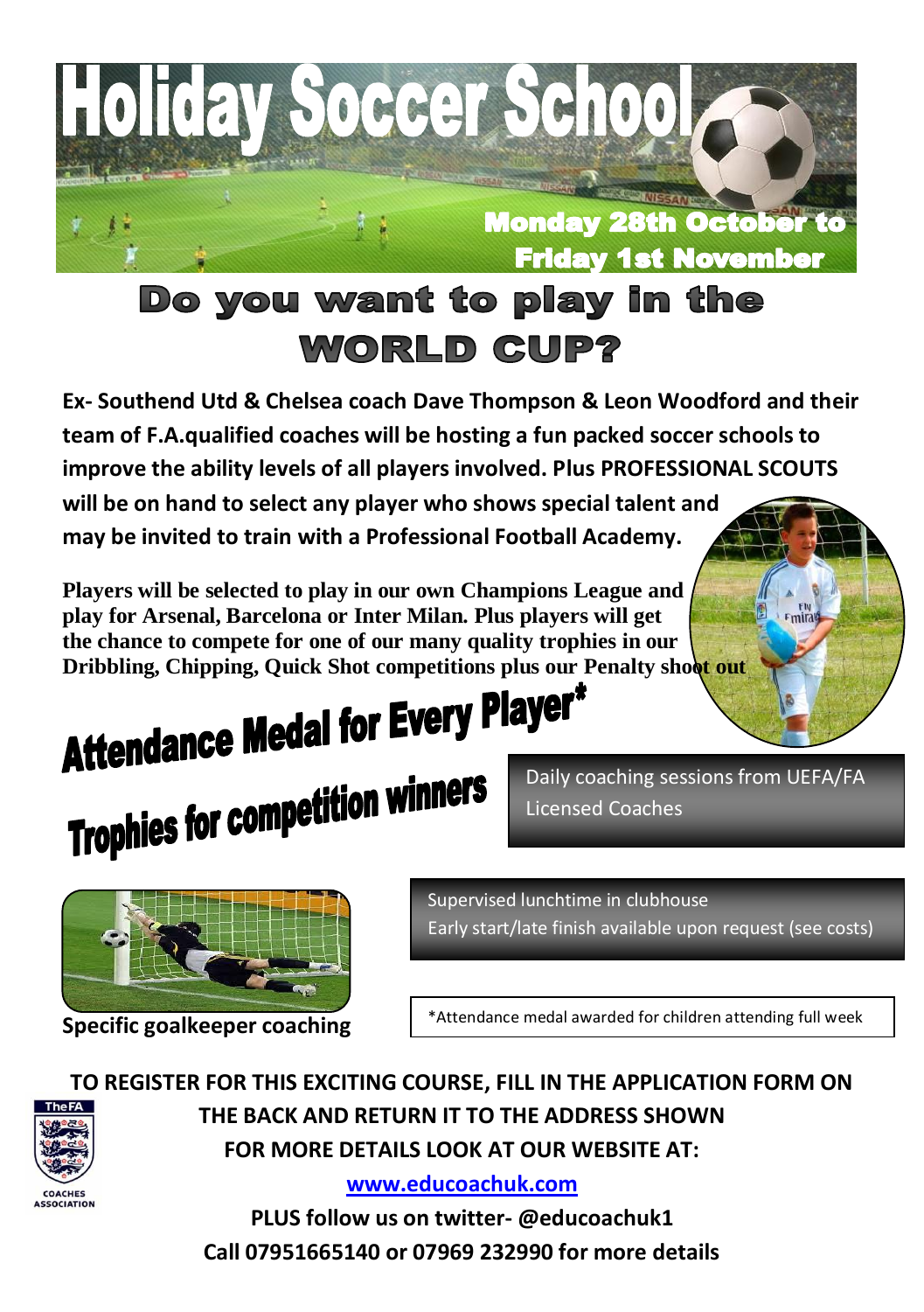# Holiday Soccer School

**Monday 28th October to Friday 1st November**

## Do you want to play in the WORLD CUP?

**Ex- Southend Utd & Chelsea coach Dave Thompson & Leon Woodford and their team of F.A.qualified coaches will be hosting a fun packed soccer schools to improve the ability levels of all players involved. Plus PROFESSIONAL SCOUTS will be on hand to select any player who shows special talent and may be invited to train with a Professional Football Academy.**

**Players will be selected to play in our own Champions League and play for Arsenal, Barcelona or Inter Milan. Plus players will get the chance to compete for one of our many quality trophies in our Dribbling, Chipping, Quick Shot competitions plus our Penalty shoot out**

## Attendance Medal for Every Player*

## Trophies for competition winners

Daily coaching sessions from UEFA/FA Licensed Coaches

Supervised lunchtime in clubhouse
Early start/late finish available upon request (see costs)

**Specific goalkeeper coaching**

*Attendance medal awarded for children attending full week

**TO REGISTER FOR THIS EXCITING COURSE, FILL IN THE APPLICATION FORM ON THE BACK AND RETURN IT TO THE ADDRESS SHOWN**

**FOR MORE DETAILS LOOK AT OUR WEBSITE AT:**

**[www.educoachuk.com](http://www.educoachuk.com)**

**PLUS follow us on twitter- @educoachuk1**

**Call 07951665140 or 07969 232990 for more details**

The FA COACHES ASSOCIATION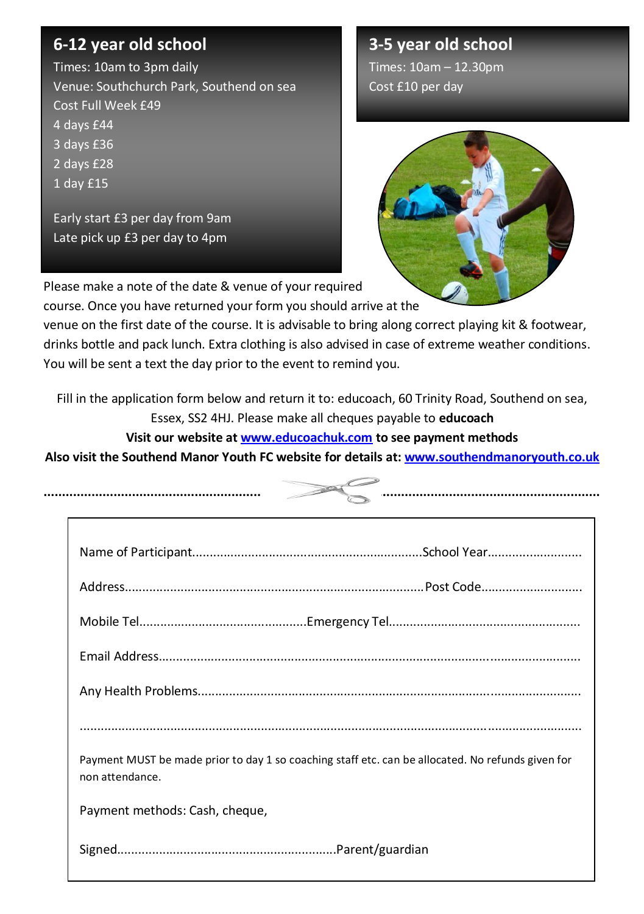## 6-12 year old school

Times: 10am to 3pm daily
Venue: Southchurch Park, Southend on sea
Cost Full Week £49
4 days £44
3 days £36
2 days £28
1 day £15

Early start £3 per day from 9am
Late pick up £3 per day to 4pm

## 3-5 year old school

Times: 10am – 12.30pm
Cost £10 per day

Please make a note of the date & venue of your required course. Once you have returned your form you should arrive at the venue on the first date of the course. It is advisable to bring along correct playing kit & footwear, drinks bottle and pack lunch. Extra clothing is also advised in case of extreme weather conditions. You will be sent a text the day prior to the event to remind you.

Fill in the application form below and return it to: educoach, 60 Trinity Road, Southend on sea, Essex, SS2 4HJ. Please make all cheques payable to **educoach**

**Visit our website at [www.educoachuk.com](http://www.educoachuk.com) to see payment methods**

**Also visit the Southend Manor Youth FC website for details at: [www.southendmanoryouth.co.uk](http://www.southendmanoryouth.co.uk)**

..........................................................  ..........................................................

Name of Participant.................................................................School Year..........................

Address....................................................................................Post Code............................

Mobile Tel...............................................Emergency Tel.....................................................

Email Address.........................................................................................................................

Any Health Problems...............................................................................................................

..............................................................................................................................................

Payment MUST be made prior to day 1 so coaching staff etc. can be allocated. No refunds given for non attendance.

Payment methods: Cash, cheque,

Signed.............................................................Parent/guardian